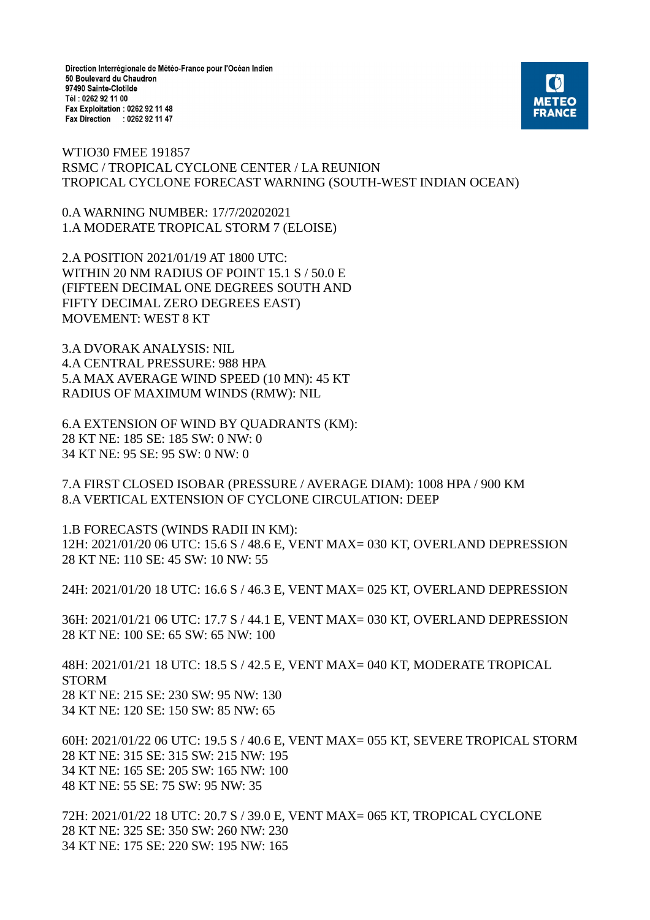Direction Interrégionale de Météo-France pour l'Océan Indien
50 Boulevard du Chaudron
97490 Sainte-Clotilde
Tél : 0262 92 11 00
Fax Exploitation : 0262 92 11 48
Fax Direction : 0262 92 11 47

METEO FRANCE

WTIO30 FMEE 191857
RSMC / TROPICAL CYCLONE CENTER / LA REUNION
TROPICAL CYCLONE FORECAST WARNING (SOUTH-WEST INDIAN OCEAN)

0.A WARNING NUMBER: 17/7/20202021
1.A MODERATE TROPICAL STORM 7 (ELOISE)

2.A POSITION 2021/01/19 AT 1800 UTC:
WITHIN 20 NM RADIUS OF POINT 15.1 S / 50.0 E
(FIFTEEN DECIMAL ONE DEGREES SOUTH AND
FIFTY DECIMAL ZERO DEGREES EAST)
MOVEMENT: WEST 8 KT

3.A DVORAK ANALYSIS: NIL
4.A CENTRAL PRESSURE: 988 HPA
5.A MAX AVERAGE WIND SPEED (10 MN): 45 KT
RADIUS OF MAXIMUM WINDS (RMW): NIL

6.A EXTENSION OF WIND BY QUADRANTS (KM):
28 KT NE: 185 SE: 185 SW: 0 NW: 0
34 KT NE: 95 SE: 95 SW: 0 NW: 0

7.A FIRST CLOSED ISOBAR (PRESSURE / AVERAGE DIAM): 1008 HPA / 900 KM
8.A VERTICAL EXTENSION OF CYCLONE CIRCULATION: DEEP

1.B FORECASTS (WINDS RADII IN KM):
12H: 2021/01/20 06 UTC: 15.6 S / 48.6 E, VENT MAX= 030 KT, OVERLAND DEPRESSION
28 KT NE: 110 SE: 45 SW: 10 NW: 55

24H: 2021/01/20 18 UTC: 16.6 S / 46.3 E, VENT MAX= 025 KT, OVERLAND DEPRESSION

36H: 2021/01/21 06 UTC: 17.7 S / 44.1 E, VENT MAX= 030 KT, OVERLAND DEPRESSION
28 KT NE: 100 SE: 65 SW: 65 NW: 100

48H: 2021/01/21 18 UTC: 18.5 S / 42.5 E, VENT MAX= 040 KT, MODERATE TROPICAL STORM
28 KT NE: 215 SE: 230 SW: 95 NW: 130
34 KT NE: 120 SE: 150 SW: 85 NW: 65

60H: 2021/01/22 06 UTC: 19.5 S / 40.6 E, VENT MAX= 055 KT, SEVERE TROPICAL STORM
28 KT NE: 315 SE: 315 SW: 215 NW: 195
34 KT NE: 165 SE: 205 SW: 165 NW: 100
48 KT NE: 55 SE: 75 SW: 95 NW: 35

72H: 2021/01/22 18 UTC: 20.7 S / 39.0 E, VENT MAX= 065 KT, TROPICAL CYCLONE
28 KT NE: 325 SE: 350 SW: 260 NW: 230
34 KT NE: 175 SE: 220 SW: 195 NW: 165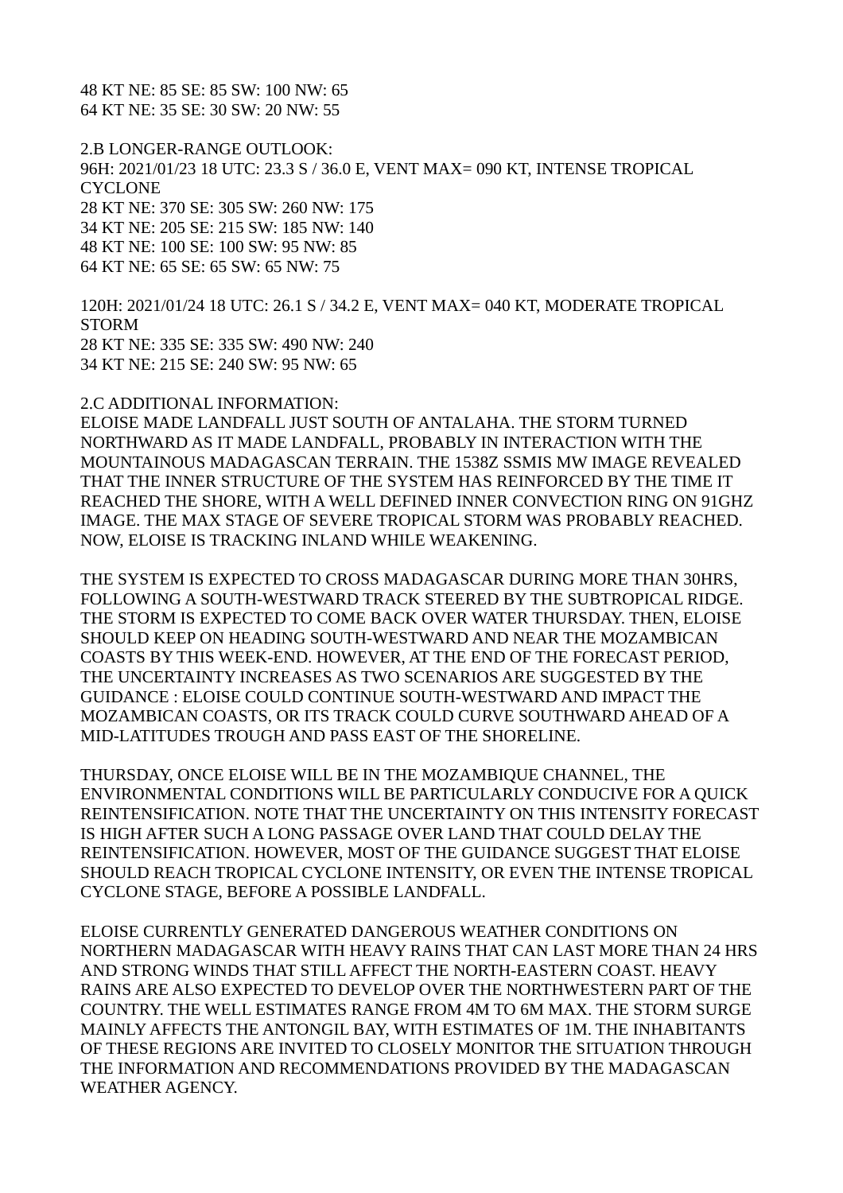48 KT NE: 85 SE: 85 SW: 100 NW: 65
64 KT NE: 35 SE: 30 SW: 20 NW: 55

2.B LONGER-RANGE OUTLOOK:
96H: 2021/01/23 18 UTC: 23.3 S / 36.0 E, VENT MAX= 090 KT, INTENSE TROPICAL CYCLONE
28 KT NE: 370 SE: 305 SW: 260 NW: 175
34 KT NE: 205 SE: 215 SW: 185 NW: 140
48 KT NE: 100 SE: 100 SW: 95 NW: 85
64 KT NE: 65 SE: 65 SW: 65 NW: 75

120H: 2021/01/24 18 UTC: 26.1 S / 34.2 E, VENT MAX= 040 KT, MODERATE TROPICAL STORM
28 KT NE: 335 SE: 335 SW: 490 NW: 240
34 KT NE: 215 SE: 240 SW: 95 NW: 65

2.C ADDITIONAL INFORMATION:
ELOISE MADE LANDFALL JUST SOUTH OF ANTALAHA. THE STORM TURNED NORTHWARD AS IT MADE LANDFALL, PROBABLY IN INTERACTION WITH THE MOUNTAINOUS MADAGASCAN TERRAIN. THE 1538Z SSMIS MW IMAGE REVEALED THAT THE INNER STRUCTURE OF THE SYSTEM HAS REINFORCED BY THE TIME IT REACHED THE SHORE, WITH A WELL DEFINED INNER CONVECTION RING ON 91GHZ IMAGE. THE MAX STAGE OF SEVERE TROPICAL STORM WAS PROBABLY REACHED. NOW, ELOISE IS TRACKING INLAND WHILE WEAKENING.

THE SYSTEM IS EXPECTED TO CROSS MADAGASCAR DURING MORE THAN 30HRS, FOLLOWING A SOUTH-WESTWARD TRACK STEERED BY THE SUBTROPICAL RIDGE. THE STORM IS EXPECTED TO COME BACK OVER WATER THURSDAY. THEN, ELOISE SHOULD KEEP ON HEADING SOUTH-WESTWARD AND NEAR THE MOZAMBICAN COASTS BY THIS WEEK-END. HOWEVER, AT THE END OF THE FORECAST PERIOD, THE UNCERTAINTY INCREASES AS TWO SCENARIOS ARE SUGGESTED BY THE GUIDANCE : ELOISE COULD CONTINUE SOUTH-WESTWARD AND IMPACT THE MOZAMBICAN COASTS, OR ITS TRACK COULD CURVE SOUTHWARD AHEAD OF A MID-LATITUDES TROUGH AND PASS EAST OF THE SHORELINE.

THURSDAY, ONCE ELOISE WILL BE IN THE MOZAMBIQUE CHANNEL, THE ENVIRONMENTAL CONDITIONS WILL BE PARTICULARLY CONDUCIVE FOR A QUICK REINTENSIFICATION. NOTE THAT THE UNCERTAINTY ON THIS INTENSITY FORECAST IS HIGH AFTER SUCH A LONG PASSAGE OVER LAND THAT COULD DELAY THE REINTENSIFICATION. HOWEVER, MOST OF THE GUIDANCE SUGGEST THAT ELOISE SHOULD REACH TROPICAL CYCLONE INTENSITY, OR EVEN THE INTENSE TROPICAL CYCLONE STAGE, BEFORE A POSSIBLE LANDFALL.

ELOISE CURRENTLY GENERATED DANGEROUS WEATHER CONDITIONS ON NORTHERN MADAGASCAR WITH HEAVY RAINS THAT CAN LAST MORE THAN 24 HRS AND STRONG WINDS THAT STILL AFFECT THE NORTH-EASTERN COAST. HEAVY RAINS ARE ALSO EXPECTED TO DEVELOP OVER THE NORTHWESTERN PART OF THE COUNTRY. THE WELL ESTIMATES RANGE FROM 4M TO 6M MAX. THE STORM SURGE MAINLY AFFECTS THE ANTONGIL BAY, WITH ESTIMATES OF 1M. THE INHABITANTS OF THESE REGIONS ARE INVITED TO CLOSELY MONITOR THE SITUATION THROUGH THE INFORMATION AND RECOMMENDATIONS PROVIDED BY THE MADAGASCAN WEATHER AGENCY.